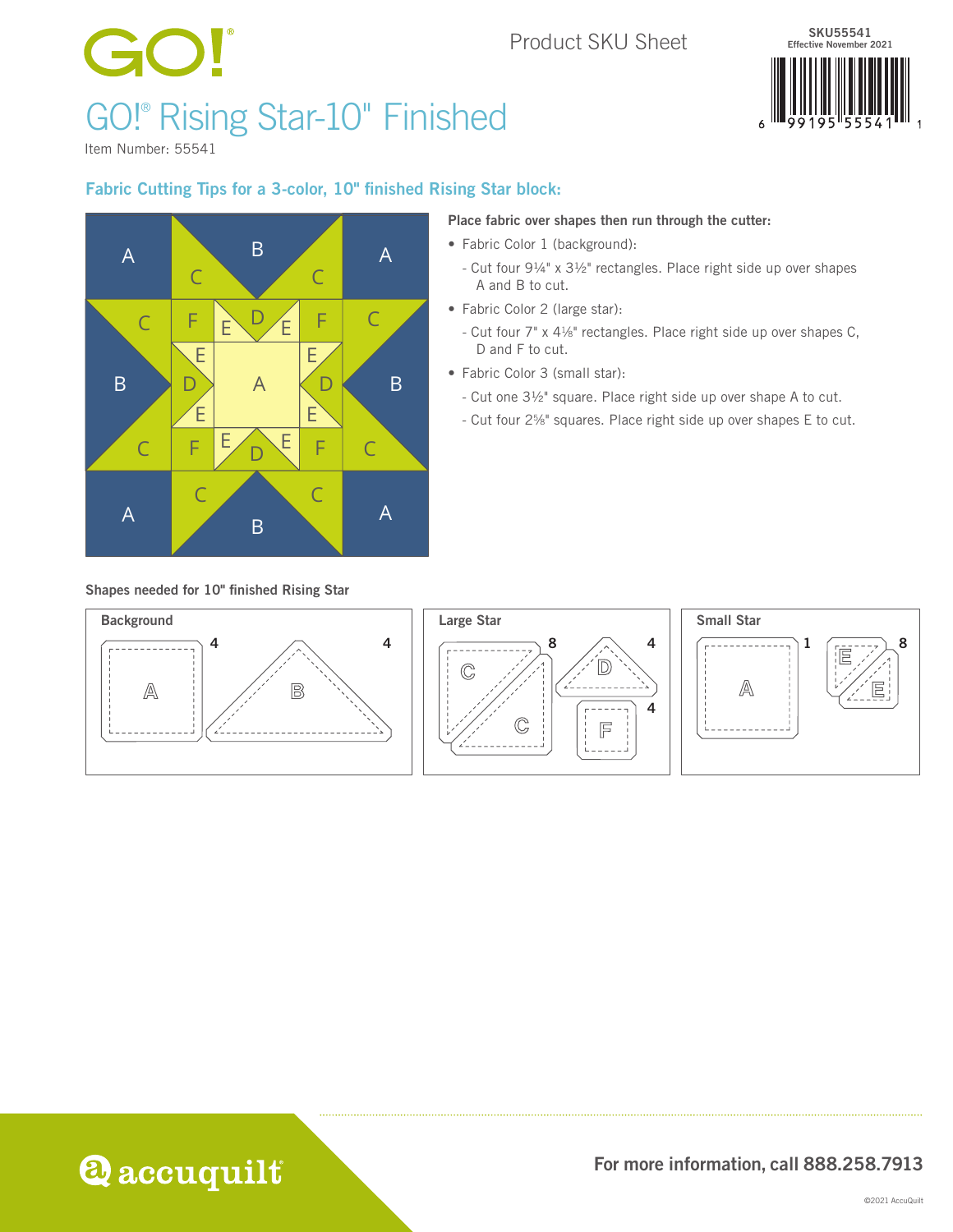GO!®

Product SKU Sheet

SKU55541
Effective November 2021

# GO!® Rising Star-10" Finished

Item Number: 55541

## Fabric Cutting Tips for a 3-color, 10" finished Rising Star block:

**Place fabric over shapes then run through the cutter:**

- Fabric Color 1 (background):
  - Cut four 9¼" x 3½" rectangles. Place right side up over shapes A and B to cut.
- Fabric Color 2 (large star):
  - Cut four 7" x 4⅛" rectangles. Place right side up over shapes C, D and F to cut.
- Fabric Color 3 (small star):
  - Cut one 3½" square. Place right side up over shape A to cut.
  - Cut four 2⅝" squares. Place right side up over shapes E to cut.

**Shapes needed for 10" finished Rising Star**

| Group | Shape | Quantity |
|---|---|---|
| Background | A | 4 |
| Background | B | 4 |
| Large Star | C | 8 |
| Large Star | D | 4 |
| Large Star | F | 4 |
| Small Star | A | 1 |
| Small Star | E | 8 |

accuquilt

For more information, call 888.258.7913

©2021 AccuQuilt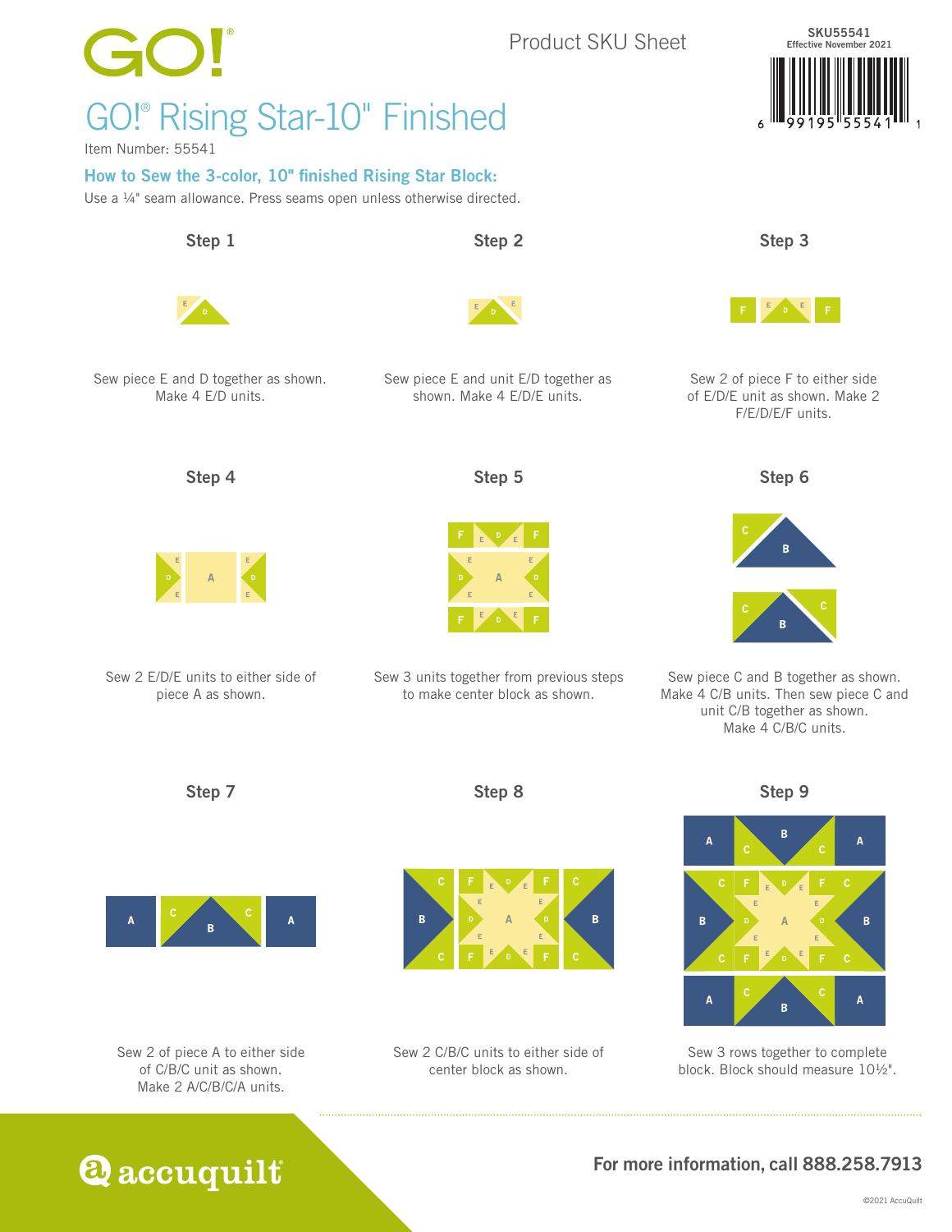GO!®

Product SKU Sheet

SKU55541
Effective November 2021

# GO!® Rising Star-10" Finished

Item Number: 55541

## How to Sew the 3-color, 10" finished Rising Star Block:

Use a ¼" seam allowance. Press seams open unless otherwise directed.

### Step 1

Sew piece E and D together as shown. Make 4 E/D units.

### Step 2

Sew piece E and unit E/D together as shown. Make 4 E/D/E units.

### Step 3

Sew 2 of piece F to either side of E/D/E unit as shown. Make 2 F/E/D/E/F units.

### Step 4

Sew 2 E/D/E units to either side of piece A as shown.

### Step 5

Sew 3 units together from previous steps to make center block as shown.

### Step 6

Sew piece C and B together as shown. Make 4 C/B units. Then sew piece C and unit C/B together as shown. Make 4 C/B/C units.

### Step 7

Sew 2 of piece A to either side of C/B/C unit as shown. Make 2 A/C/B/C/A units.

### Step 8

Sew 2 C/B/C units to either side of center block as shown.

### Step 9

Sew 3 rows together to complete block. Block should measure 10½".

accuquilt®

**For more information, call 888.258.7913**

©2021 AccuQuilt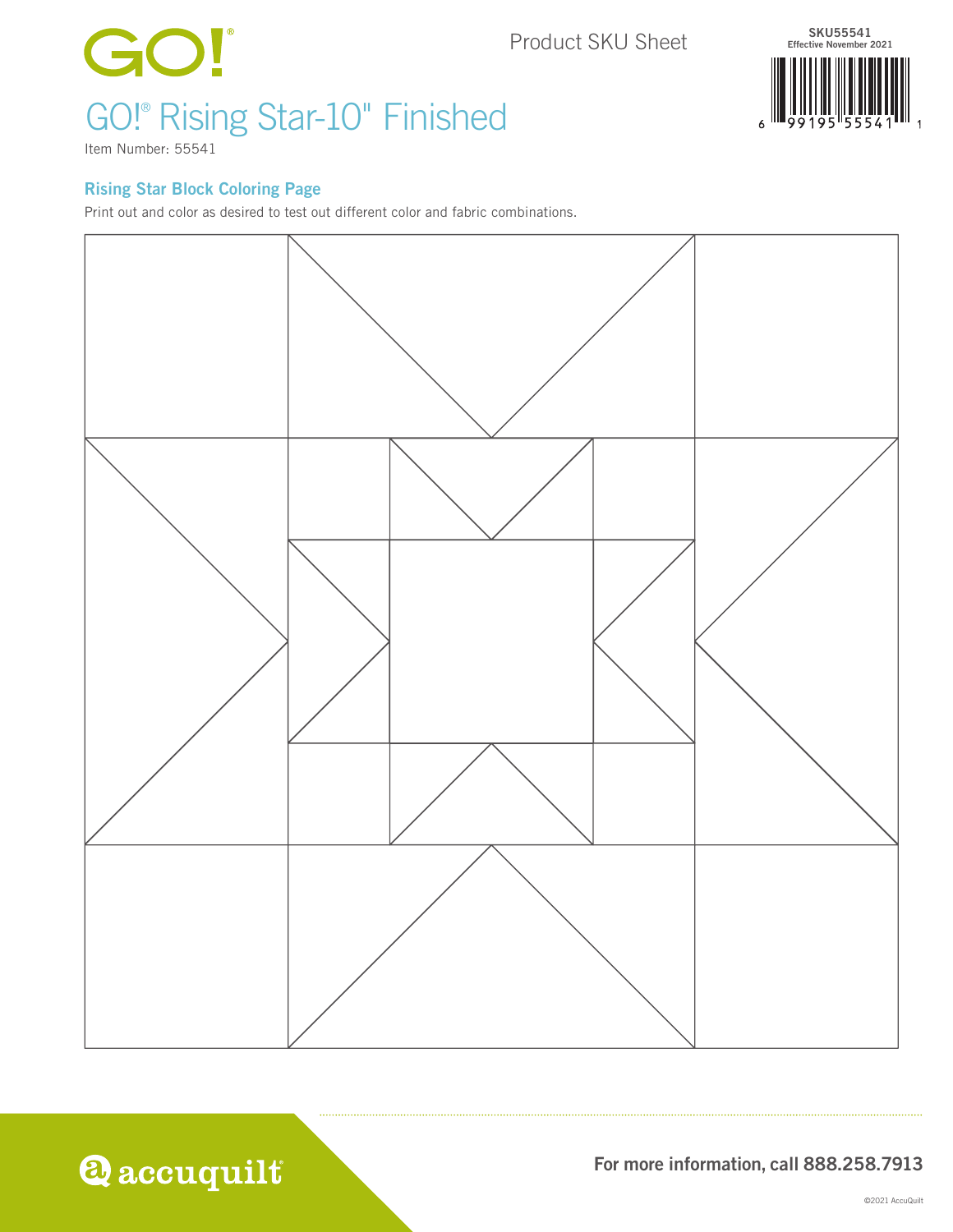GO!®

Product SKU Sheet

SKU55541
Effective November 2021

6 99195 55541 1

# GO!® Rising Star-10" Finished

Item Number: 55541

## Rising Star Block Coloring Page

Print out and color as desired to test out different color and fabric combinations.

accuquilt®

**For more information, call 888.258.7913**

©2021 AccuQuilt